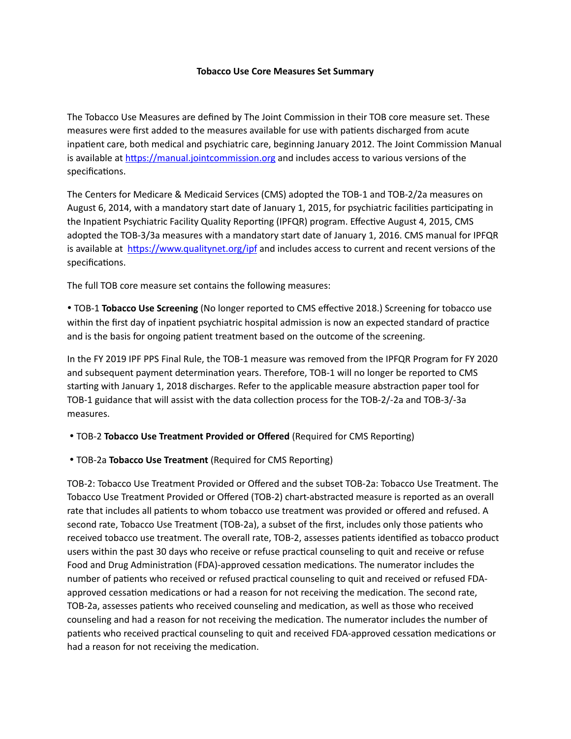# Tobacco Use Core Measures Set Summary

The Tobacco Use Measures are defined by The Joint Commission in their TOB core measure set. These measures were first added to the measures available for use with patients discharged from acute inpatient care, both medical and psychiatric care, beginning January 2012. The Joint Commission Manual is available at [https://manual.jointcommission.org](https://manual.jointcommission.org) and includes access to various versions of the specifications.

The Centers for Medicare & Medicaid Services (CMS) adopted the TOB-1 and TOB-2/2a measures on August 6, 2014, with a mandatory start date of January 1, 2015, for psychiatric facilities participating in the Inpatient Psychiatric Facility Quality Reporting (IPFQR) program. Effective August 4, 2015, CMS adopted the TOB-3/3a measures with a mandatory start date of January 1, 2016. CMS manual for IPFQR is available at [https://www.qualitynet.org/ipf](https://www.qualitynet.org/ipf) and includes access to current and recent versions of the specifications.

The full TOB core measure set contains the following measures:

- TOB-1 **Tobacco Use Screening** (No longer reported to CMS effective 2018.) Screening for tobacco use within the first day of inpatient psychiatric hospital admission is now an expected standard of practice and is the basis for ongoing patient treatment based on the outcome of the screening.

In the FY 2019 IPF PPS Final Rule, the TOB-1 measure was removed from the IPFQR Program for FY 2020 and subsequent payment determination years. Therefore, TOB-1 will no longer be reported to CMS starting with January 1, 2018 discharges. Refer to the applicable measure abstraction paper tool for TOB-1 guidance that will assist with the data collection process for the TOB-2/-2a and TOB-3/-3a measures.

- TOB-2 **Tobacco Use Treatment Provided or Offered** (Required for CMS Reporting)
- TOB-2a **Tobacco Use Treatment** (Required for CMS Reporting)

TOB-2: Tobacco Use Treatment Provided or Offered and the subset TOB-2a: Tobacco Use Treatment. The Tobacco Use Treatment Provided or Offered (TOB-2) chart-abstracted measure is reported as an overall rate that includes all patients to whom tobacco use treatment was provided or offered and refused. A second rate, Tobacco Use Treatment (TOB-2a), a subset of the first, includes only those patients who received tobacco use treatment. The overall rate, TOB-2, assesses patients identified as tobacco product users within the past 30 days who receive or refuse practical counseling to quit and receive or refuse Food and Drug Administration (FDA)-approved cessation medications. The numerator includes the number of patients who received or refused practical counseling to quit and received or refused FDA-approved cessation medications or had a reason for not receiving the medication. The second rate, TOB-2a, assesses patients who received counseling and medication, as well as those who received counseling and had a reason for not receiving the medication. The numerator includes the number of patients who received practical counseling to quit and received FDA-approved cessation medications or had a reason for not receiving the medication.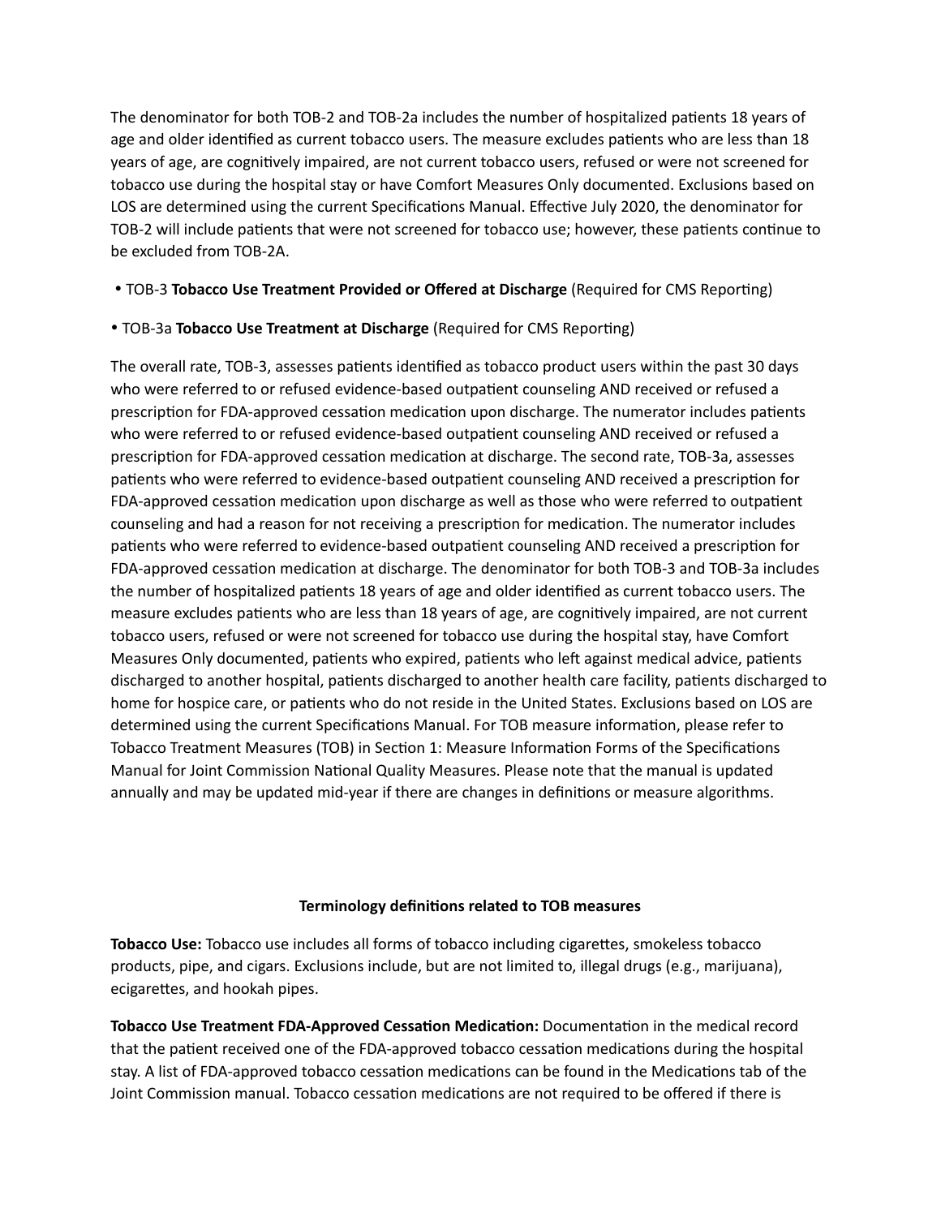The denominator for both TOB-2 and TOB-2a includes the number of hospitalized patients 18 years of age and older identified as current tobacco users. The measure excludes patients who are less than 18 years of age, are cognitively impaired, are not current tobacco users, refused or were not screened for tobacco use during the hospital stay or have Comfort Measures Only documented. Exclusions based on LOS are determined using the current Specifications Manual. Effective July 2020, the denominator for TOB-2 will include patients that were not screened for tobacco use; however, these patients continue to be excluded from TOB-2A.

- TOB-3 **Tobacco Use Treatment Provided or Offered at Discharge** (Required for CMS Reporting)
- TOB-3a **Tobacco Use Treatment at Discharge** (Required for CMS Reporting)

The overall rate, TOB-3, assesses patients identified as tobacco product users within the past 30 days who were referred to or refused evidence-based outpatient counseling AND received or refused a prescription for FDA-approved cessation medication upon discharge. The numerator includes patients who were referred to or refused evidence-based outpatient counseling AND received or refused a prescription for FDA-approved cessation medication at discharge. The second rate, TOB-3a, assesses patients who were referred to evidence-based outpatient counseling AND received a prescription for FDA-approved cessation medication upon discharge as well as those who were referred to outpatient counseling and had a reason for not receiving a prescription for medication. The numerator includes patients who were referred to evidence-based outpatient counseling AND received a prescription for FDA-approved cessation medication at discharge. The denominator for both TOB-3 and TOB-3a includes the number of hospitalized patients 18 years of age and older identified as current tobacco users. The measure excludes patients who are less than 18 years of age, are cognitively impaired, are not current tobacco users, refused or were not screened for tobacco use during the hospital stay, have Comfort Measures Only documented, patients who expired, patients who left against medical advice, patients discharged to another hospital, patients discharged to another health care facility, patients discharged to home for hospice care, or patients who do not reside in the United States. Exclusions based on LOS are determined using the current Specifications Manual. For TOB measure information, please refer to Tobacco Treatment Measures (TOB) in Section 1: Measure Information Forms of the Specifications Manual for Joint Commission National Quality Measures. Please note that the manual is updated annually and may be updated mid-year if there are changes in definitions or measure algorithms.

### Terminology definitions related to TOB measures

**Tobacco Use:** Tobacco use includes all forms of tobacco including cigarettes, smokeless tobacco products, pipe, and cigars. Exclusions include, but are not limited to, illegal drugs (e.g., marijuana), ecigarettes, and hookah pipes.

**Tobacco Use Treatment FDA-Approved Cessation Medication:** Documentation in the medical record that the patient received one of the FDA-approved tobacco cessation medications during the hospital stay. A list of FDA-approved tobacco cessation medications can be found in the Medications tab of the Joint Commission manual. Tobacco cessation medications are not required to be offered if there is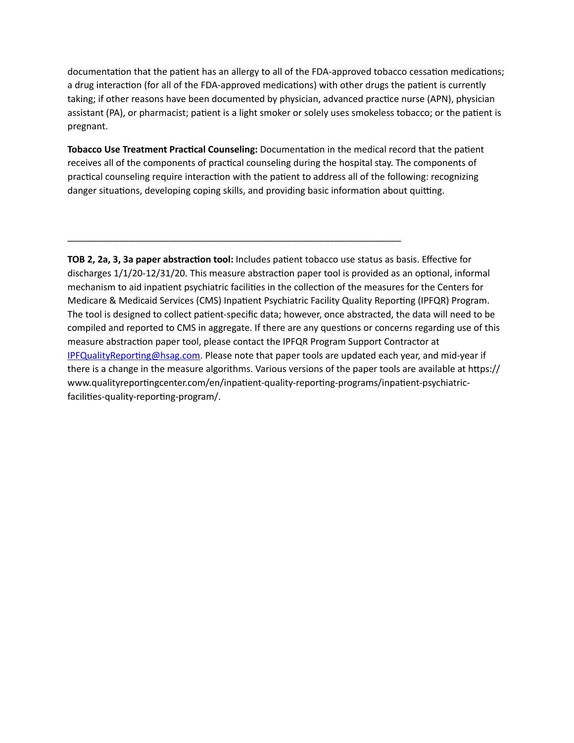documentation that the patient has an allergy to all of the FDA-approved tobacco cessation medications; a drug interaction (for all of the FDA-approved medications) with other drugs the patient is currently taking; if other reasons have been documented by physician, advanced practice nurse (APN), physician assistant (PA), or pharmacist; patient is a light smoker or solely uses smokeless tobacco; or the patient is pregnant.

**Tobacco Use Treatment Practical Counseling:** Documentation in the medical record that the patient receives all of the components of practical counseling during the hospital stay. The components of practical counseling require interaction with the patient to address all of the following: recognizing danger situations, developing coping skills, and providing basic information about quitting.

---

**TOB 2, 2a, 3, 3a paper abstraction tool:** Includes patient tobacco use status as basis. Effective for discharges 1/1/20-12/31/20. This measure abstraction paper tool is provided as an optional, informal mechanism to aid inpatient psychiatric facilities in the collection of the measures for the Centers for Medicare & Medicaid Services (CMS) Inpatient Psychiatric Facility Quality Reporting (IPFQR) Program. The tool is designed to collect patient-specific data; however, once abstracted, the data will need to be compiled and reported to CMS in aggregate. If there are any questions or concerns regarding use of this measure abstraction paper tool, please contact the IPFQR Program Support Contractor at IPFQualityReporting@hsag.com. Please note that paper tools are updated each year, and mid-year if there is a change in the measure algorithms. Various versions of the paper tools are available at https://www.qualityreportingcenter.com/en/inpatient-quality-reporting-programs/inpatient-psychiatric-facilities-quality-reporting-program/.